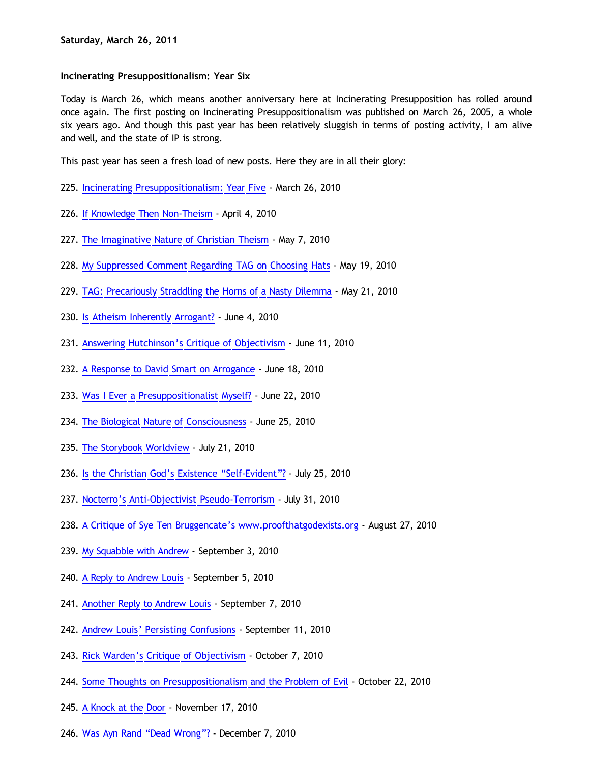**Saturday, March 26, 2011**

**Incinerating Presuppositionalism: Year Six**

Today is March 26, which means another anniversary here at Incinerating Presupposition has rolled around once again. The first posting on Incinerating Presuppositionalism was published on March 26, 2005, a whole six years ago. And though this past year has been relatively sluggish in terms of posting activity, I am alive and well, and the state of IP is strong.

This past year has seen a fresh load of new posts. Here they are in all their glory:

225. Incinerating Presuppositionalism: Year Five - March 26, 2010

226. If Knowledge Then Non-Theism - April 4, 2010

227. The Imaginative Nature of Christian Theism - May 7, 2010

228. My Suppressed Comment Regarding TAG on Choosing Hats - May 19, 2010

229. TAG: Precariously Straddling the Horns of a Nasty Dilemma - May 21, 2010

230. Is Atheism Inherently Arrogant? - June 4, 2010

231. Answering Hutchinson's Critique of Objectivism - June 11, 2010

232. A Response to David Smart on Arrogance - June 18, 2010

233. Was I Ever a Presuppositionalist Myself? - June 22, 2010

234. The Biological Nature of Consciousness - June 25, 2010

235. The Storybook Worldview - July 21, 2010

236. Is the Christian God's Existence "Self-Evident"? - July 25, 2010

237. Nocterro's Anti-Objectivist Pseudo-Terrorism - July 31, 2010

238. A Critique of Sye Ten Bruggencate's www.proofthatgodexists.org - August 27, 2010

239. My Squabble with Andrew - September 3, 2010

240. A Reply to Andrew Louis - September 5, 2010

241. Another Reply to Andrew Louis - September 7, 2010

242. Andrew Louis' Persisting Confusions - September 11, 2010

243. Rick Warden's Critique of Objectivism - October 7, 2010

244. Some Thoughts on Presuppositionalism and the Problem of Evil - October 22, 2010

245. A Knock at the Door - November 17, 2010

246. Was Ayn Rand "Dead Wrong"? - December 7, 2010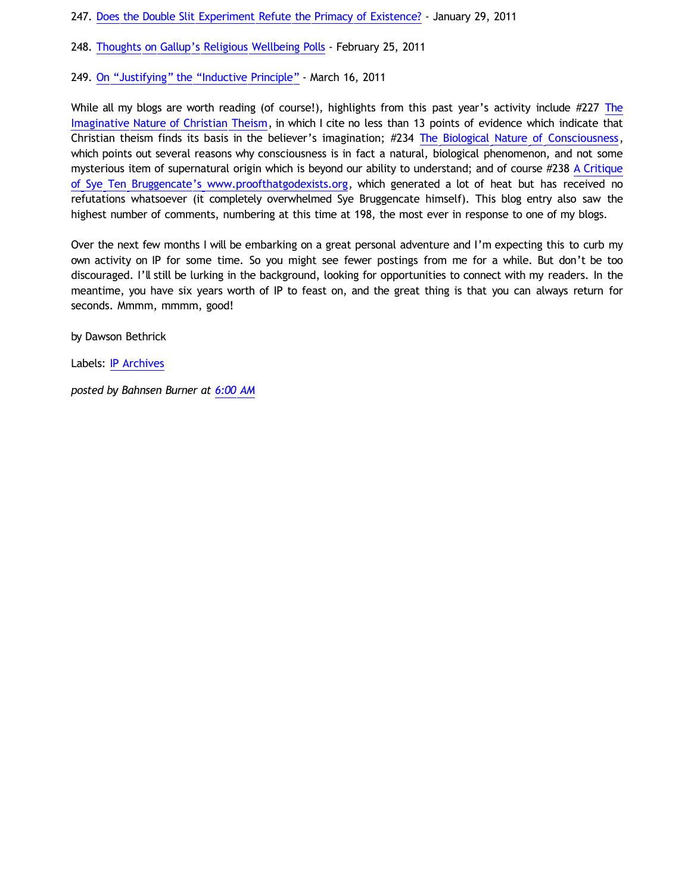247. Does the Double Slit Experiment Refute the Primacy of Existence? - January 29, 2011

248. Thoughts on Gallup's Religious Wellbeing Polls - February 25, 2011

249. On "Justifying" the "Inductive Principle" - March 16, 2011

While all my blogs are worth reading (of course!), highlights from this past year's activity include #227 The Imaginative Nature of Christian Theism, in which I cite no less than 13 points of evidence which indicate that Christian theism finds its basis in the believer's imagination; #234 The Biological Nature of Consciousness, which points out several reasons why consciousness is in fact a natural, biological phenomenon, and not some mysterious item of supernatural origin which is beyond our ability to understand; and of course #238 A Critique of Sye Ten Bruggencate's www.proofthatgodexists.org, which generated a lot of heat but has received no refutations whatsoever (it completely overwhelmed Sye Bruggencate himself). This blog entry also saw the highest number of comments, numbering at this time at 198, the most ever in response to one of my blogs.

Over the next few months I will be embarking on a great personal adventure and I'm expecting this to curb my own activity on IP for some time. So you might see fewer postings from me for a while. But don't be too discouraged. I'll still be lurking in the background, looking for opportunities to connect with my readers. In the meantime, you have six years worth of IP to feast on, and the great thing is that you can always return for seconds. Mmmm, mmmm, good!

by Dawson Bethrick

Labels: IP Archives

*posted by Bahnsen Burner at 6:00 AM*